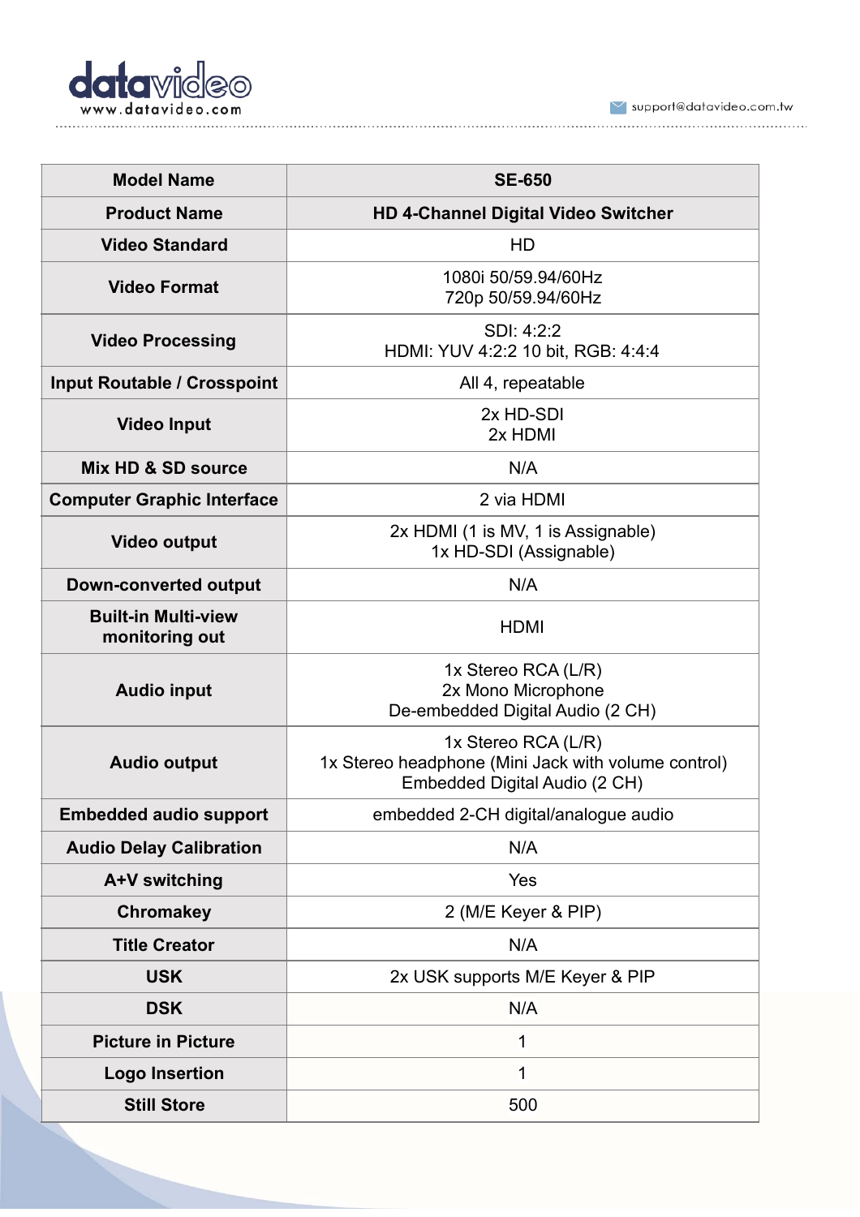| Model Name | SE-650 |
|---|---|
| Product Name | HD 4-Channel Digital Video Switcher |
| Video Standard | HD |
| Video Format | 1080i 50/59.94/60Hz<br>720p 50/59.94/60Hz |
| Video Processing | SDI: 4:2:2<br>HDMI: YUV 4:2:2 10 bit, RGB: 4:4:4 |
| Input Routable / Crosspoint | All 4, repeatable |
| Video Input | 2x HD-SDI<br>2x HDMI |
| Mix HD & SD source | N/A |
| Computer Graphic Interface | 2 via HDMI |
| Video output | 2x HDMI (1 is MV, 1 is Assignable)<br>1x HD-SDI (Assignable) |
| Down-converted output | N/A |
| Built-in Multi-view monitoring out | HDMI |
| Audio input | 1x Stereo RCA (L/R)<br>2x Mono Microphone<br>De-embedded Digital Audio (2 CH) |
| Audio output | 1x Stereo RCA (L/R)<br>1x Stereo headphone (Mini Jack with volume control)<br>Embedded Digital Audio (2 CH) |
| Embedded audio support | embedded 2-CH digital/analogue audio |
| Audio Delay Calibration | N/A |
| A+V switching | Yes |
| Chromakey | 2 (M/E Keyer & PIP) |
| Title Creator | N/A |
| USK | 2x USK supports M/E Keyer & PIP |
| DSK | N/A |
| Picture in Picture | 1 |
| Logo Insertion | 1 |
| Still Store | 500 |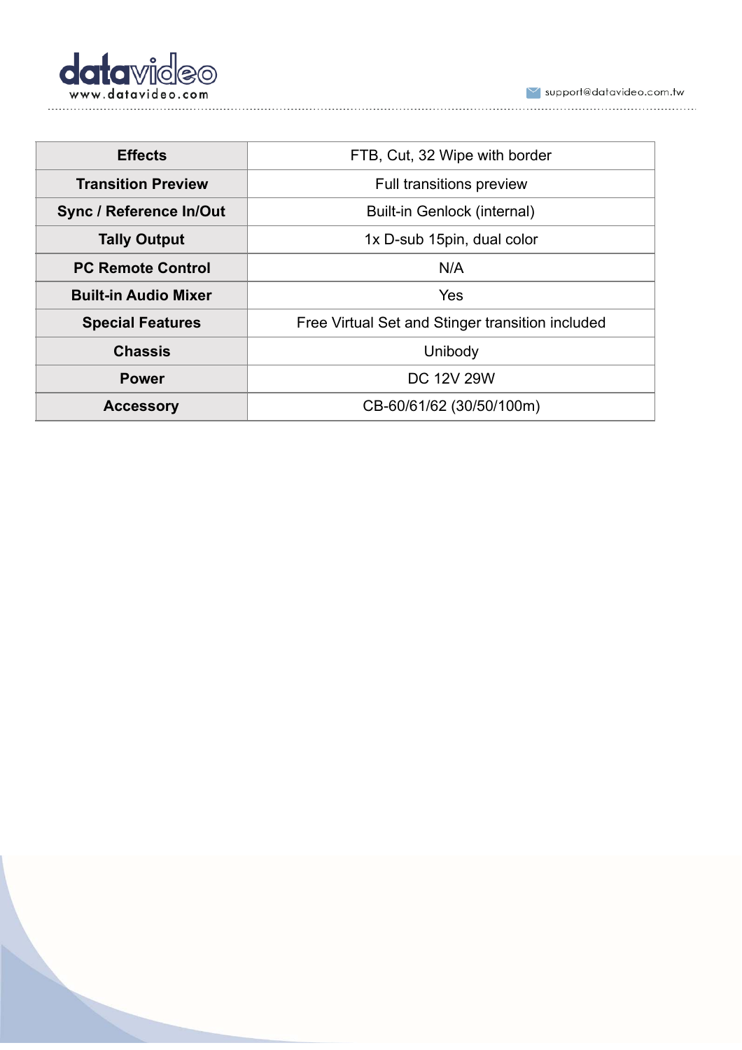| | |
|---|---|
| **Effects** | FTB, Cut, 32 Wipe with border |
| **Transition Preview** | Full transitions preview |
| **Sync / Reference In/Out** | Built-in Genlock (internal) |
| **Tally Output** | 1x D-sub 15pin, dual color |
| **PC Remote Control** | N/A |
| **Built-in Audio Mixer** | Yes |
| **Special Features** | Free Virtual Set and Stinger transition included |
| **Chassis** | Unibody |
| **Power** | DC 12V 29W |
| **Accessory** | CB-60/61/62 (30/50/100m) |